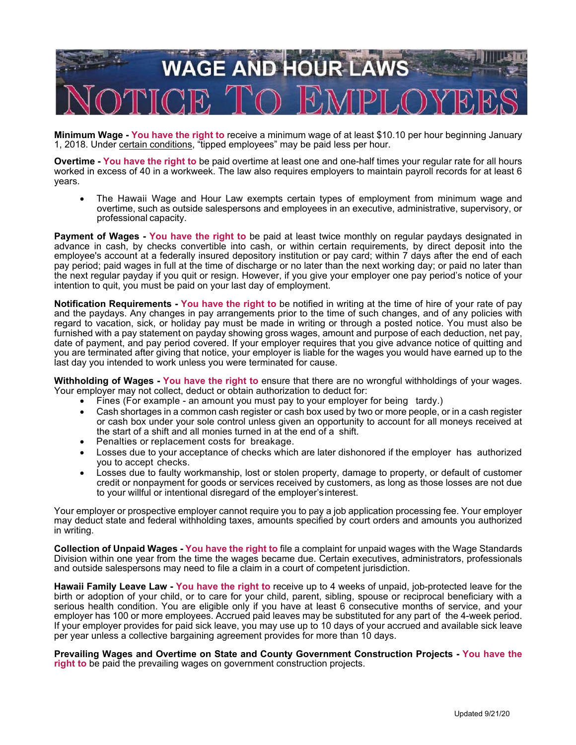# WAGE AND HOUR LAWS

# NOTICE TO EMPLOYEES

**Minimum Wage -** **You have the right to** receive a minimum wage of at least $10.10 per hour beginning January 1, 2018. Under certain conditions, "tipped employees" may be paid less per hour.

**Overtime -** **You have the right to** be paid overtime at least one and one-half times your regular rate for all hours worked in excess of 40 in a workweek. The law also requires employers to maintain payroll records for at least 6 years.

- The Hawaii Wage and Hour Law exempts certain types of employment from minimum wage and overtime, such as outside salespersons and employees in an executive, administrative, supervisory, or professional capacity.

**Payment of Wages -** **You have the right to** be paid at least twice monthly on regular paydays designated in advance in cash, by checks convertible into cash, or within certain requirements, by direct deposit into the employee's account at a federally insured depository institution or pay card; within 7 days after the end of each pay period; paid wages in full at the time of discharge or no later than the next working day; or paid no later than the next regular payday if you quit or resign. However, if you give your employer one pay period's notice of your intention to quit, you must be paid on your last day of employment.

**Notification Requirements -** **You have the right to** be notified in writing at the time of hire of your rate of pay and the paydays. Any changes in pay arrangements prior to the time of such changes, and of any policies with regard to vacation, sick, or holiday pay must be made in writing or through a posted notice. You must also be furnished with a pay statement on payday showing gross wages, amount and purpose of each deduction, net pay, date of payment, and pay period covered. If your employer requires that you give advance notice of quitting and you are terminated after giving that notice, your employer is liable for the wages you would have earned up to the last day you intended to work unless you were terminated for cause.

**Withholding of Wages -** **You have the right to** ensure that there are no wrongful withholdings of your wages. Your employer may not collect, deduct or obtain authorization to deduct for:

- Fines (For example - an amount you must pay to your employer for being tardy.)
- Cash shortages in a common cash register or cash box used by two or more people, or in a cash register or cash box under your sole control unless given an opportunity to account for all moneys received at the start of a shift and all monies turned in at the end of a shift.
- Penalties or replacement costs for breakage.
- Losses due to your acceptance of checks which are later dishonored if the employer has authorized you to accept checks.
- Losses due to faulty workmanship, lost or stolen property, damage to property, or default of customer credit or nonpayment for goods or services received by customers, as long as those losses are not due to your willful or intentional disregard of the employer's interest.

Your employer or prospective employer cannot require you to pay a job application processing fee. Your employer may deduct state and federal withholding taxes, amounts specified by court orders and amounts you authorized in writing.

**Collection of Unpaid Wages -** **You have the right to** file a complaint for unpaid wages with the Wage Standards Division within one year from the time the wages became due. Certain executives, administrators, professionals and outside salespersons may need to file a claim in a court of competent jurisdiction.

**Hawaii Family Leave Law -** **You have the right to** receive up to 4 weeks of unpaid, job-protected leave for the birth or adoption of your child, or to care for your child, parent, sibling, spouse or reciprocal beneficiary with a serious health condition. You are eligible only if you have at least 6 consecutive months of service, and your employer has 100 or more employees. Accrued paid leaves may be substituted for any part of the 4-week period. If your employer provides for paid sick leave, you may use up to 10 days of your accrued and available sick leave per year unless a collective bargaining agreement provides for more than 10 days.

**Prevailing Wages and Overtime on State and County Government Construction Projects -** **You have the right to** be paid the prevailing wages on government construction projects.

Updated 9/21/20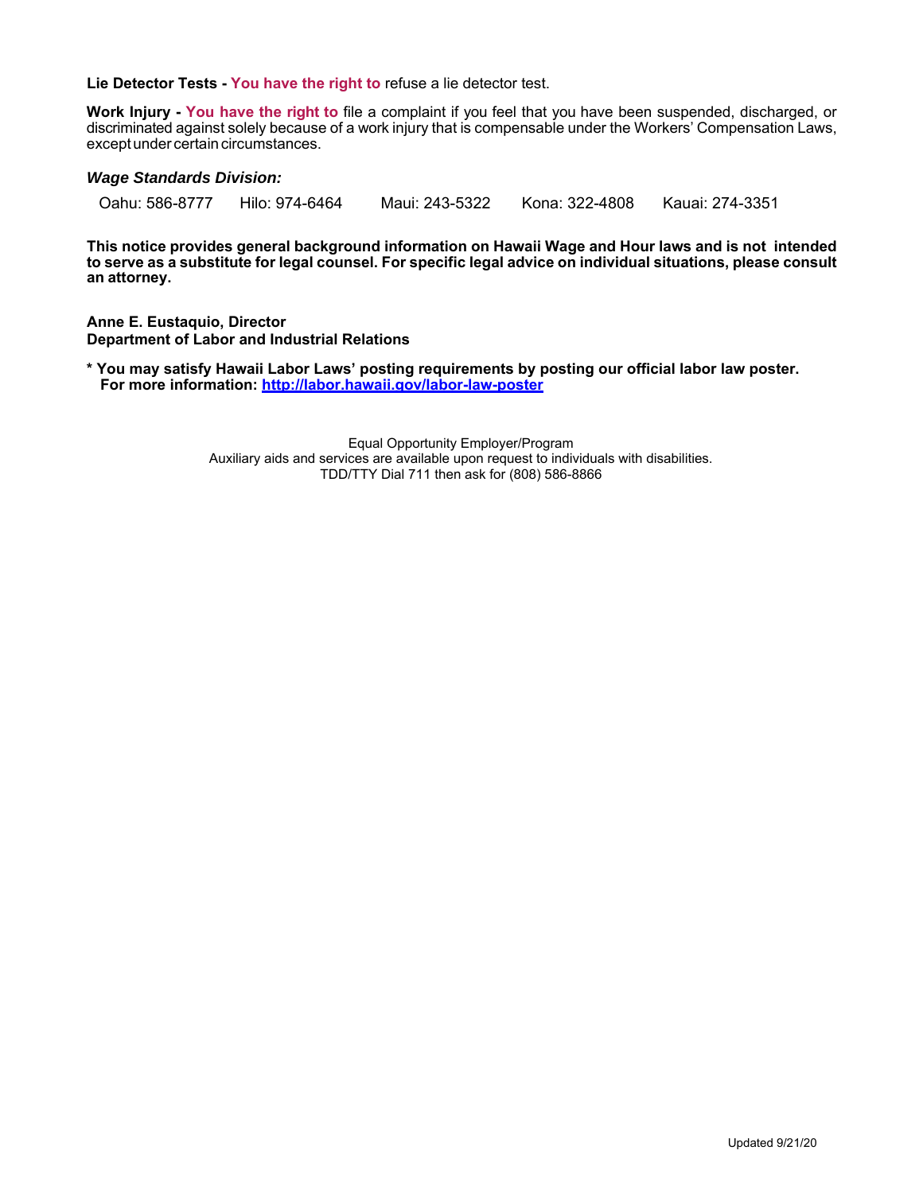**Lie Detector Tests - You have the right to** refuse a lie detector test.

**Work Injury - You have the right to** file a complaint if you feel that you have been suspended, discharged, or discriminated against solely because of a work injury that is compensable under the Workers' Compensation Laws, except under certain circumstances.

***Wage Standards Division:***

Oahu: 586-8777 Hilo: 974-6464 Maui: 243-5322 Kona: 322-4808 Kauai: 274-3351

**This notice provides general background information on Hawaii Wage and Hour laws and is not intended to serve as a substitute for legal counsel. For specific legal advice on individual situations, please consult an attorney.**

**Anne E. Eustaquio, Director**
**Department of Labor and Industrial Relations**

**\* You may satisfy Hawaii Labor Laws' posting requirements by posting our official labor law poster.**
**For more information: [http://labor.hawaii.gov/labor-law-poster](http://labor.hawaii.gov/labor-law-poster)**

Equal Opportunity Employer/Program
Auxiliary aids and services are available upon request to individuals with disabilities.
TDD/TTY Dial 711 then ask for (808) 586-8866

Updated 9/21/20